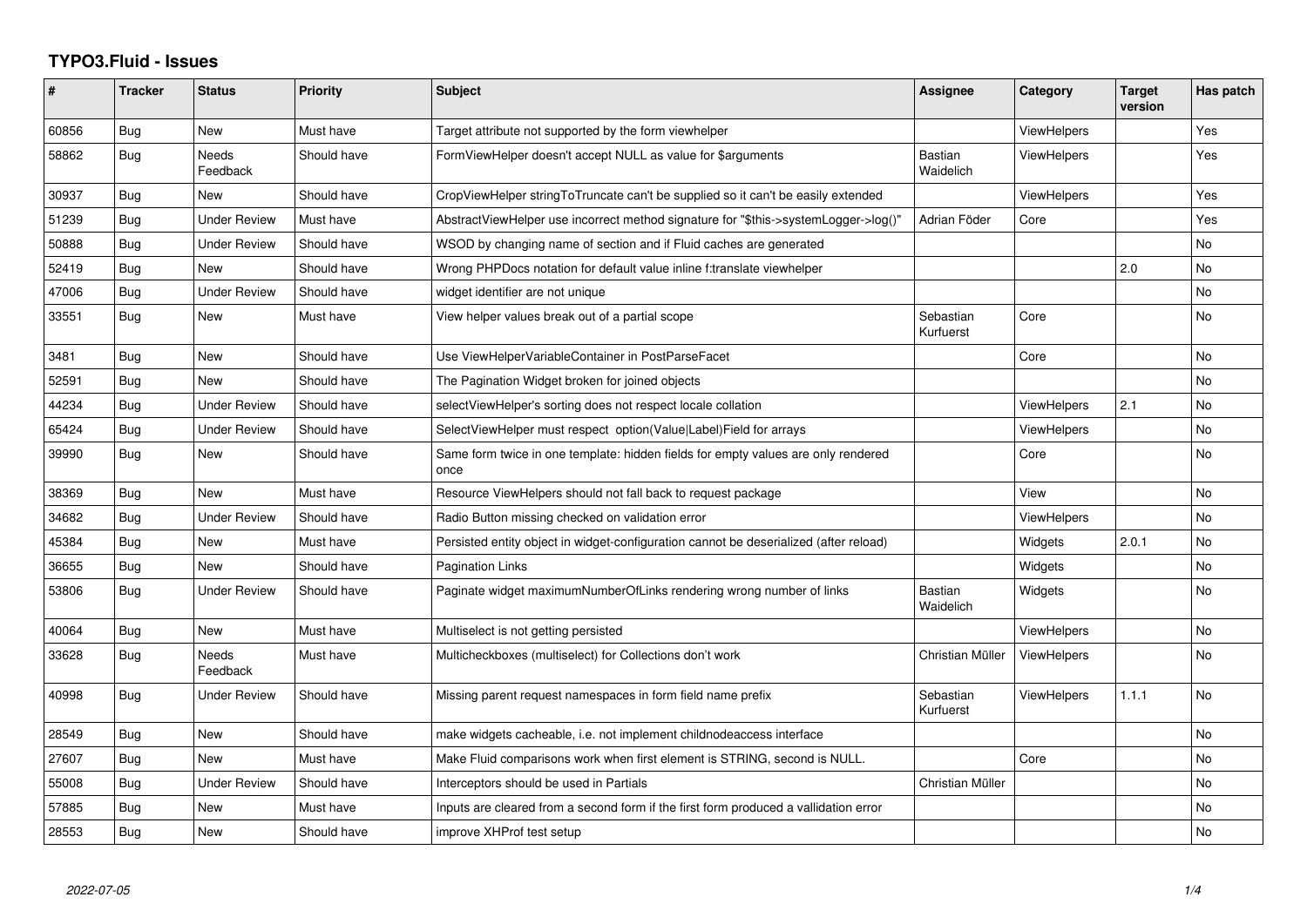# TYPO3.Fluid - Issues

| # | Tracker | Status | Priority | Subject | Assignee | Category | Target version | Has patch |
|---|---|---|---|---|---|---|---|---|
| 60856 | Bug | New | Must have | Target attribute not supported by the form viewhelper | | ViewHelpers | | Yes |
| 58862 | Bug | Needs Feedback | Should have | FormViewHelper doesn't accept NULL as value for $arguments | Bastian Waidelich | ViewHelpers | | Yes |
| 30937 | Bug | New | Should have | CropViewHelper stringToTruncate can't be supplied so it can't be easily extended | | ViewHelpers | | Yes |
| 51239 | Bug | Under Review | Must have | AbstractViewHelper use incorrect method signature for "$this->systemLogger->log()" | Adrian Föder | Core | | Yes |
| 50888 | Bug | Under Review | Should have | WSOD by changing name of section and if Fluid caches are generated | | | | No |
| 52419 | Bug | New | Should have | Wrong PHPDocs notation for default value inline f:translate viewhelper | | | 2.0 | No |
| 47006 | Bug | Under Review | Should have | widget identifier are not unique | | | | No |
| 33551 | Bug | New | Must have | View helper values break out of a partial scope | Sebastian Kurfuerst | Core | | No |
| 3481 | Bug | New | Should have | Use ViewHelperVariableContainer in PostParseFacet | | Core | | No |
| 52591 | Bug | New | Should have | The Pagination Widget broken for joined objects | | | | No |
| 44234 | Bug | Under Review | Should have | selectViewHelper's sorting does not respect locale collation | | ViewHelpers | 2.1 | No |
| 65424 | Bug | Under Review | Should have | SelectViewHelper must respect option(Value\|Label)Field for arrays | | ViewHelpers | | No |
| 39990 | Bug | New | Should have | Same form twice in one template: hidden fields for empty values are only rendered once | | Core | | No |
| 38369 | Bug | New | Must have | Resource ViewHelpers should not fall back to request package | | View | | No |
| 34682 | Bug | Under Review | Should have | Radio Button missing checked on validation error | | ViewHelpers | | No |
| 45384 | Bug | New | Must have | Persisted entity object in widget-configuration cannot be deserialized (after reload) | | Widgets | 2.0.1 | No |
| 36655 | Bug | New | Should have | Pagination Links | | Widgets | | No |
| 53806 | Bug | Under Review | Should have | Paginate widget maximumNumberOfLinks rendering wrong number of links | Bastian Waidelich | Widgets | | No |
| 40064 | Bug | New | Must have | Multiselect is not getting persisted | | ViewHelpers | | No |
| 33628 | Bug | Needs Feedback | Must have | Multicheckboxes (multiselect) for Collections don't work | Christian Müller | ViewHelpers | | No |
| 40998 | Bug | Under Review | Should have | Missing parent request namespaces in form field name prefix | Sebastian Kurfuerst | ViewHelpers | 1.1.1 | No |
| 28549 | Bug | New | Should have | make widgets cacheable, i.e. not implement childnodeaccess interface | | | | No |
| 27607 | Bug | New | Must have | Make Fluid comparisons work when first element is STRING, second is NULL. | | Core | | No |
| 55008 | Bug | Under Review | Should have | Interceptors should be used in Partials | Christian Müller | | | No |
| 57885 | Bug | New | Must have | Inputs are cleared from a second form if the first form produced a vallidation error | | | | No |
| 28553 | Bug | New | Should have | improve XHProf test setup | | | | No |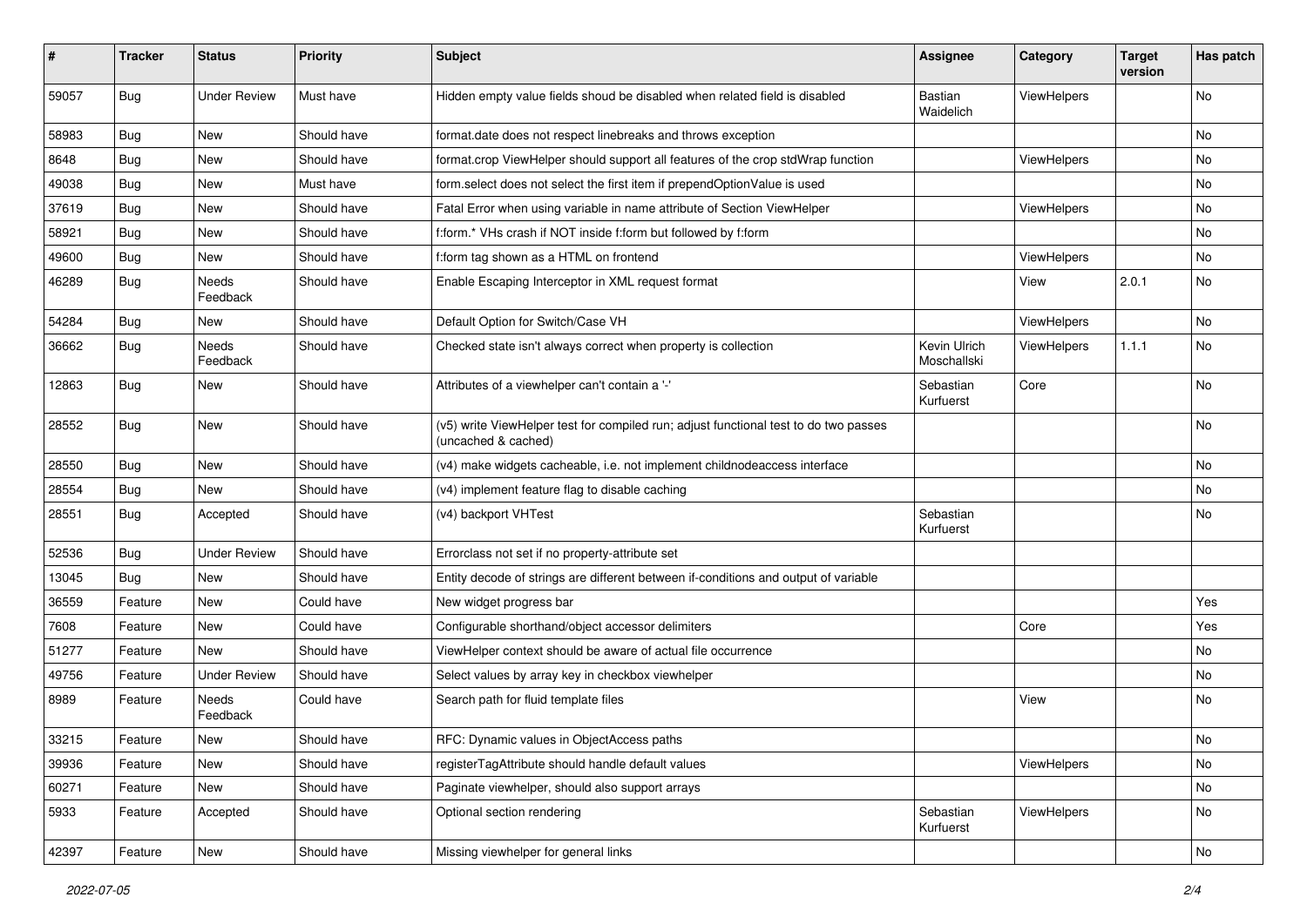| # | Tracker | Status | Priority | Subject | Assignee | Category | Target version | Has patch |
| --- | --- | --- | --- | --- | --- | --- | --- | --- |
| 59057 | Bug | Under Review | Must have | Hidden empty value fields shoud be disabled when related field is disabled | Bastian Waidelich | ViewHelpers | | No |
| 58983 | Bug | New | Should have | format.date does not respect linebreaks and throws exception | | | | No |
| 8648 | Bug | New | Should have | format.crop ViewHelper should support all features of the crop stdWrap function | | ViewHelpers | | No |
| 49038 | Bug | New | Must have | form.select does not select the first item if prependOptionValue is used | | | | No |
| 37619 | Bug | New | Should have | Fatal Error when using variable in name attribute of Section ViewHelper | | ViewHelpers | | No |
| 58921 | Bug | New | Should have | f:form.* VHs crash if NOT inside f:form but followed by f:form | | | | No |
| 49600 | Bug | New | Should have | f:form tag shown as a HTML on frontend | | ViewHelpers | | No |
| 46289 | Bug | Needs Feedback | Should have | Enable Escaping Interceptor in XML request format | | View | 2.0.1 | No |
| 54284 | Bug | New | Should have | Default Option for Switch/Case VH | | ViewHelpers | | No |
| 36662 | Bug | Needs Feedback | Should have | Checked state isn't always correct when property is collection | Kevin Ulrich Moschallski | ViewHelpers | 1.1.1 | No |
| 12863 | Bug | New | Should have | Attributes of a viewhelper can't contain a '-' | Sebastian Kurfuerst | Core | | No |
| 28552 | Bug | New | Should have | (v5) write ViewHelper test for compiled run; adjust functional test to do two passes (uncached & cached) | | | | No |
| 28550 | Bug | New | Should have | (v4) make widgets cacheable, i.e. not implement childnodeaccess interface | | | | No |
| 28554 | Bug | New | Should have | (v4) implement feature flag to disable caching | | | | No |
| 28551 | Bug | Accepted | Should have | (v4) backport VHTest | Sebastian Kurfuerst | | | No |
| 52536 | Bug | Under Review | Should have | Errorclass not set if no property-attribute set | | | | |
| 13045 | Bug | New | Should have | Entity decode of strings are different between if-conditions and output of variable | | | | |
| 36559 | Feature | New | Could have | New widget progress bar | | | | Yes |
| 7608 | Feature | New | Could have | Configurable shorthand/object accessor delimiters | | Core | | Yes |
| 51277 | Feature | New | Should have | ViewHelper context should be aware of actual file occurrence | | | | No |
| 49756 | Feature | Under Review | Should have | Select values by array key in checkbox viewhelper | | | | No |
| 8989 | Feature | Needs Feedback | Could have | Search path for fluid template files | | View | | No |
| 33215 | Feature | New | Should have | RFC: Dynamic values in ObjectAccess paths | | | | No |
| 39936 | Feature | New | Should have | registerTagAttribute should handle default values | | ViewHelpers | | No |
| 60271 | Feature | New | Should have | Paginate viewhelper, should also support arrays | | | | No |
| 5933 | Feature | Accepted | Should have | Optional section rendering | Sebastian Kurfuerst | ViewHelpers | | No |
| 42397 | Feature | New | Should have | Missing viewhelper for general links | | | | No |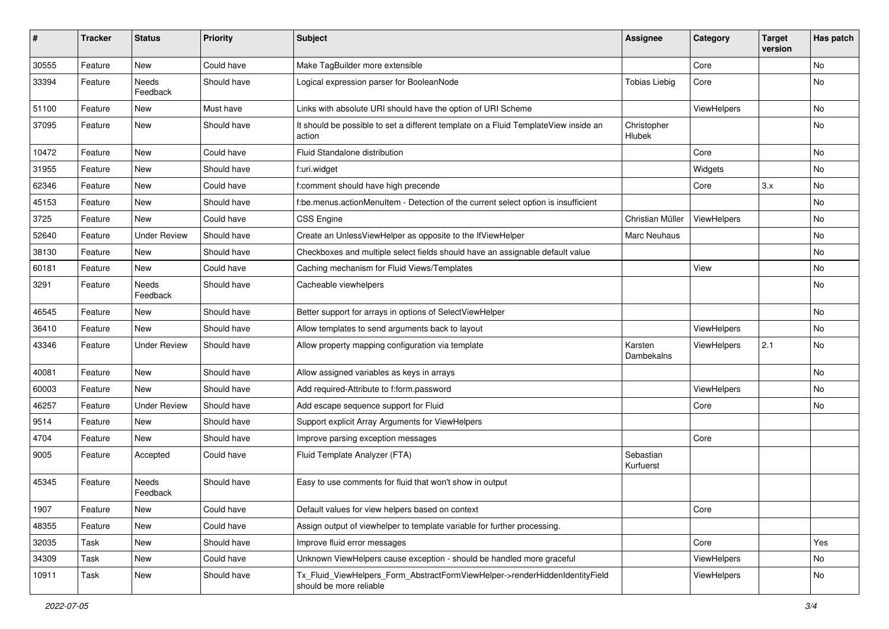| # | Tracker | Status | Priority | Subject | Assignee | Category | Target version | Has patch |
|---|---|---|---|---|---|---|---|---|
| 30555 | Feature | New | Could have | Make TagBuilder more extensible | | Core | | No |
| 33394 | Feature | Needs Feedback | Should have | Logical expression parser for BooleanNode | Tobias Liebig | Core | | No |
| 51100 | Feature | New | Must have | Links with absolute URI should have the option of URI Scheme | | ViewHelpers | | No |
| 37095 | Feature | New | Should have | It should be possible to set a different template on a Fluid TemplateView inside an action | Christopher Hlubek | | | No |
| 10472 | Feature | New | Could have | Fluid Standalone distribution | | Core | | No |
| 31955 | Feature | New | Should have | f:uri.widget | | Widgets | | No |
| 62346 | Feature | New | Could have | f:comment should have high precende | | Core | 3.x | No |
| 45153 | Feature | New | Should have | f:be.menus.actionMenuItem - Detection of the current select option is insufficient | | | | No |
| 3725 | Feature | New | Could have | CSS Engine | Christian Müller | ViewHelpers | | No |
| 52640 | Feature | Under Review | Should have | Create an UnlessViewHelper as opposite to the IfViewHelper | Marc Neuhaus | | | No |
| 38130 | Feature | New | Should have | Checkboxes and multiple select fields should have an assignable default value | | | | No |
| 60181 | Feature | New | Could have | Caching mechanism for Fluid Views/Templates | | View | | No |
| 3291 | Feature | Needs Feedback | Should have | Cacheable viewhelpers | | | | No |
| 46545 | Feature | New | Should have | Better support for arrays in options of SelectViewHelper | | | | No |
| 36410 | Feature | New | Should have | Allow templates to send arguments back to layout | | ViewHelpers | | No |
| 43346 | Feature | Under Review | Should have | Allow property mapping configuration via template | Karsten Dambekalns | ViewHelpers | 2.1 | No |
| 40081 | Feature | New | Should have | Allow assigned variables as keys in arrays | | | | No |
| 60003 | Feature | New | Should have | Add required-Attribute to f:form.password | | ViewHelpers | | No |
| 46257 | Feature | Under Review | Should have | Add escape sequence support for Fluid | | Core | | No |
| 9514 | Feature | New | Should have | Support explicit Array Arguments for ViewHelpers | | | | |
| 4704 | Feature | New | Should have | Improve parsing exception messages | | Core | | |
| 9005 | Feature | Accepted | Could have | Fluid Template Analyzer (FTA) | Sebastian Kurfuerst | | | |
| 45345 | Feature | Needs Feedback | Should have | Easy to use comments for fluid that won't show in output | | | | |
| 1907 | Feature | New | Could have | Default values for view helpers based on context | | Core | | |
| 48355 | Feature | New | Could have | Assign output of viewhelper to template variable for further processing. | | | | |
| 32035 | Task | New | Should have | Improve fluid error messages | | Core | | Yes |
| 34309 | Task | New | Could have | Unknown ViewHelpers cause exception - should be handled more graceful | | ViewHelpers | | No |
| 10911 | Task | New | Should have | Tx_Fluid_ViewHelpers_Form_AbstractFormViewHelper->renderHiddenIdentityField should be more reliable | | ViewHelpers | | No |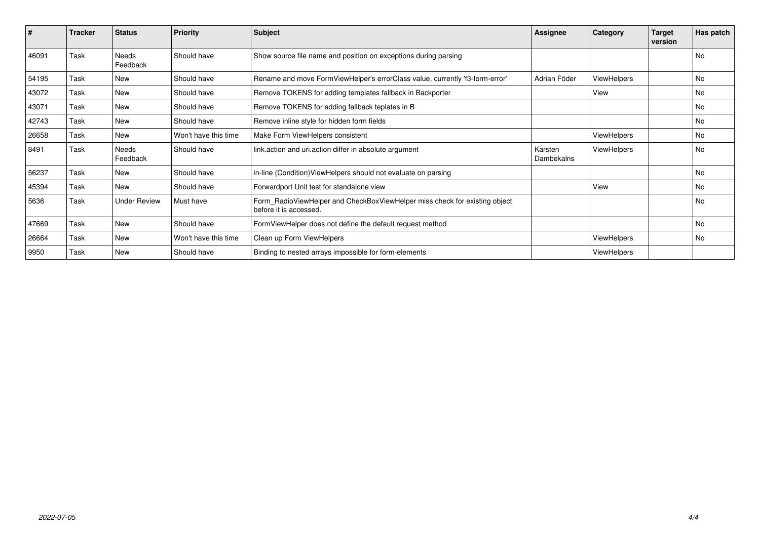| # | Tracker | Status | Priority | Subject | Assignee | Category | Target version | Has patch |
|---|---|---|---|---|---|---|---|---|
| 46091 | Task | Needs Feedback | Should have | Show source file name and position on exceptions during parsing | | | | No |
| 54195 | Task | New | Should have | Rename and move FormViewHelper's errorClass value, currently 'f3-form-error' | Adrian Föder | ViewHelpers | | No |
| 43072 | Task | New | Should have | Remove TOKENS for adding templates fallback in Backporter | | View | | No |
| 43071 | Task | New | Should have | Remove TOKENS for adding fallback teplates in B | | | | No |
| 42743 | Task | New | Should have | Remove inline style for hidden form fields | | | | No |
| 26658 | Task | New | Won't have this time | Make Form ViewHelpers consistent | | ViewHelpers | | No |
| 8491 | Task | Needs Feedback | Should have | link.action and uri.action differ in absolute argument | Karsten Dambekalns | ViewHelpers | | No |
| 56237 | Task | New | Should have | in-line (Condition)ViewHelpers should not evaluate on parsing | | | | No |
| 45394 | Task | New | Should have | Forwardport Unit test for standalone view | | View | | No |
| 5636 | Task | Under Review | Must have | Form_RadioViewHelper and CheckBoxViewHelper miss check for existing object before it is accessed. | | | | No |
| 47669 | Task | New | Should have | FormViewHelper does not define the default request method | | | | No |
| 26664 | Task | New | Won't have this time | Clean up Form ViewHelpers | | ViewHelpers | | No |
| 9950 | Task | New | Should have | Binding to nested arrays impossible for form-elements | | ViewHelpers | | |

*2022-07-05*